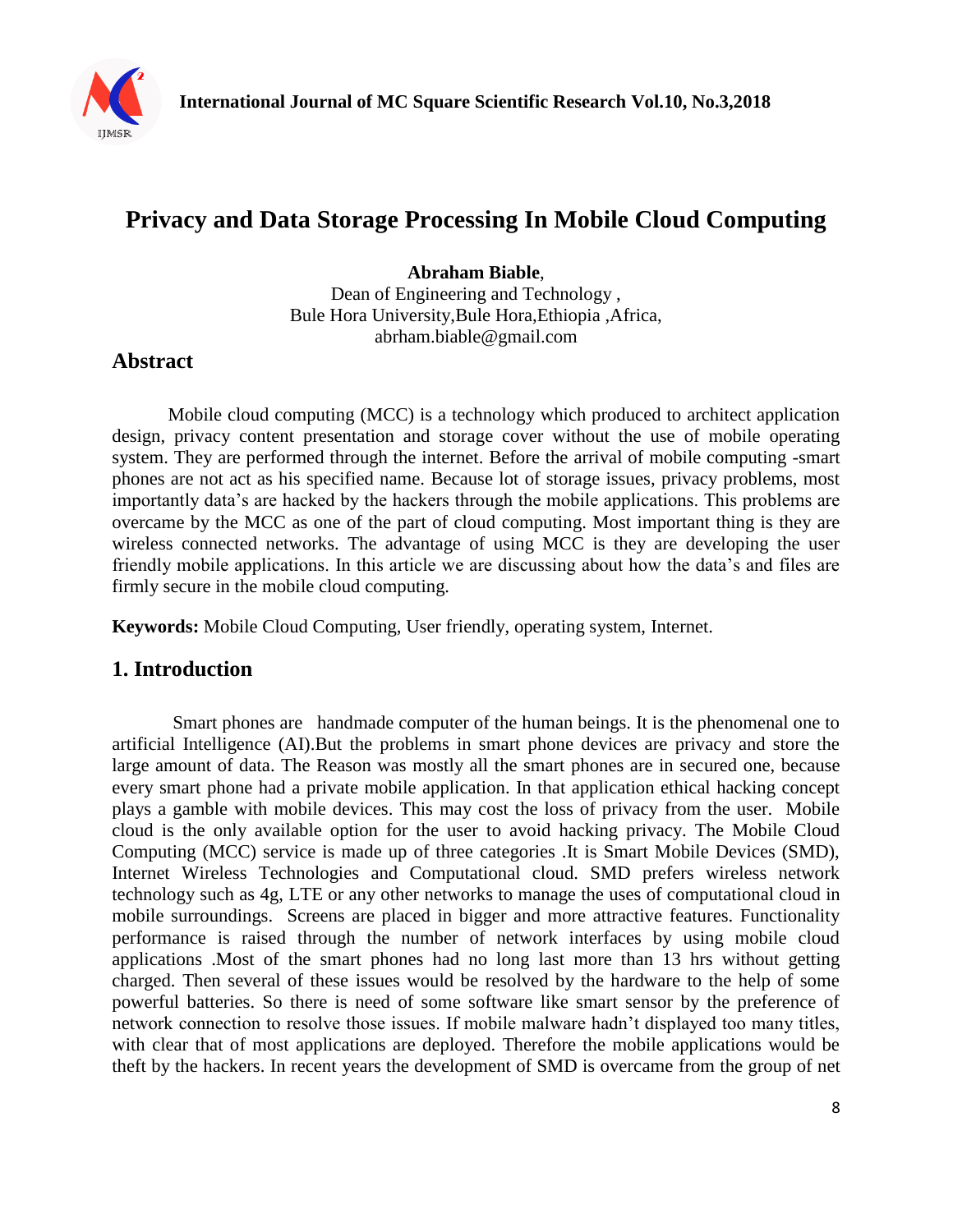# Privacy and Data Storage Processing In Mobile Cloud Computing

**Abraham Biable**,
Dean of Engineering and Technology ,
Bule Hora University,Bule Hora,Ethiopia ,Africa,
abrham.biable@gmail.com

## Abstract

Mobile cloud computing (MCC) is a technology which produced to architect application design, privacy content presentation and storage cover without the use of mobile operating system. They are performed through the internet. Before the arrival of mobile computing -smart phones are not act as his specified name. Because lot of storage issues, privacy problems, most importantly data's are hacked by the hackers through the mobile applications. This problems are overcame by the MCC as one of the part of cloud computing. Most important thing is they are wireless connected networks. The advantage of using MCC is they are developing the user friendly mobile applications. In this article we are discussing about how the data's and files are firmly secure in the mobile cloud computing.

**Keywords:** Mobile Cloud Computing, User friendly, operating system, Internet.

## 1. Introduction

Smart phones are handmade computer of the human beings. It is the phenomenal one to artificial Intelligence (AI).But the problems in smart phone devices are privacy and store the large amount of data. The Reason was mostly all the smart phones are in secured one, because every smart phone had a private mobile application. In that application ethical hacking concept plays a gamble with mobile devices. This may cost the loss of privacy from the user. Mobile cloud is the only available option for the user to avoid hacking privacy. The Mobile Cloud Computing (MCC) service is made up of three categories .It is Smart Mobile Devices (SMD), Internet Wireless Technologies and Computational cloud. SMD prefers wireless network technology such as 4g, LTE or any other networks to manage the uses of computational cloud in mobile surroundings. Screens are placed in bigger and more attractive features. Functionality performance is raised through the number of network interfaces by using mobile cloud applications .Most of the smart phones had no long last more than 13 hrs without getting charged. Then several of these issues would be resolved by the hardware to the help of some powerful batteries. So there is need of some software like smart sensor by the preference of network connection to resolve those issues. If mobile malware hadn't displayed too many titles, with clear that of most applications are deployed. Therefore the mobile applications would be theft by the hackers. In recent years the development of SMD is overcame from the group of net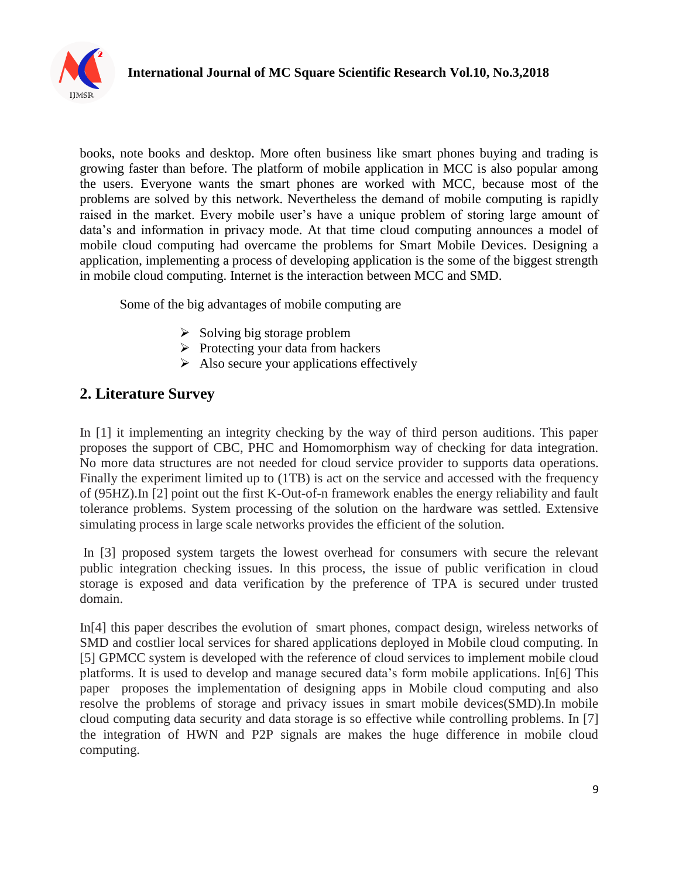books, note books and desktop. More often business like smart phones buying and trading is growing faster than before. The platform of mobile application in MCC is also popular among the users. Everyone wants the smart phones are worked with MCC, because most of the problems are solved by this network. Nevertheless the demand of mobile computing is rapidly raised in the market. Every mobile user's have a unique problem of storing large amount of data's and information in privacy mode. At that time cloud computing announces a model of mobile cloud computing had overcame the problems for Smart Mobile Devices. Designing a application, implementing a process of developing application is the some of the biggest strength in mobile cloud computing. Internet is the interaction between MCC and SMD.

Some of the big advantages of mobile computing are

- Solving big storage problem
- Protecting your data from hackers
- Also secure your applications effectively

## 2. Literature Survey

In [1] it implementing an integrity checking by the way of third person auditions. This paper proposes the support of CBC, PHC and Homomorphism way of checking for data integration. No more data structures are not needed for cloud service provider to supports data operations. Finally the experiment limited up to (1TB) is act on the service and accessed with the frequency of (95HZ).In [2] point out the first K-Out-of-n framework enables the energy reliability and fault tolerance problems. System processing of the solution on the hardware was settled. Extensive simulating process in large scale networks provides the efficient of the solution.

In [3] proposed system targets the lowest overhead for consumers with secure the relevant public integration checking issues. In this process, the issue of public verification in cloud storage is exposed and data verification by the preference of TPA is secured under trusted domain.

In[4] this paper describes the evolution of smart phones, compact design, wireless networks of SMD and costlier local services for shared applications deployed in Mobile cloud computing. In [5] GPMCC system is developed with the reference of cloud services to implement mobile cloud platforms. It is used to develop and manage secured data's form mobile applications. In[6] This paper proposes the implementation of designing apps in Mobile cloud computing and also resolve the problems of storage and privacy issues in smart mobile devices(SMD).In mobile cloud computing data security and data storage is so effective while controlling problems. In [7] the integration of HWN and P2P signals are makes the huge difference in mobile cloud computing.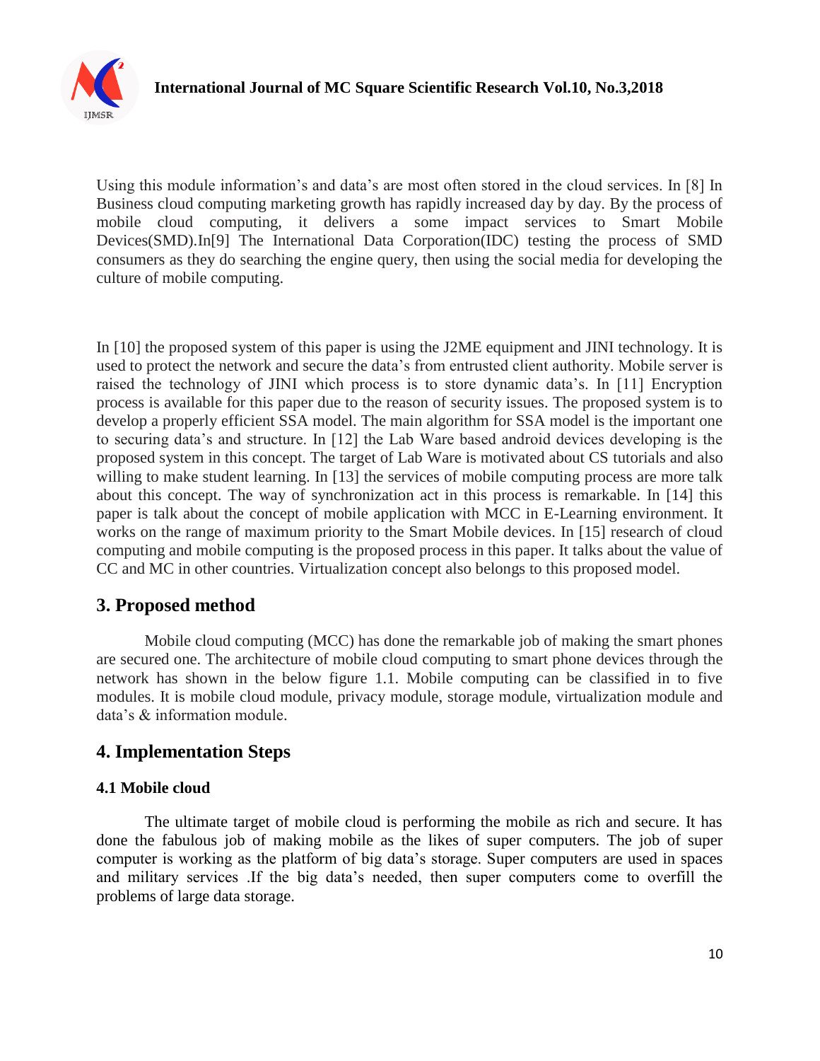Using this module information's and data's are most often stored in the cloud services. In [8] In Business cloud computing marketing growth has rapidly increased day by day. By the process of mobile cloud computing, it delivers a some impact services to Smart Mobile Devices(SMD).In[9] The International Data Corporation(IDC) testing the process of SMD consumers as they do searching the engine query, then using the social media for developing the culture of mobile computing.

In [10] the proposed system of this paper is using the J2ME equipment and JINI technology. It is used to protect the network and secure the data's from entrusted client authority. Mobile server is raised the technology of JINI which process is to store dynamic data's. In [11] Encryption process is available for this paper due to the reason of security issues. The proposed system is to develop a properly efficient SSA model. The main algorithm for SSA model is the important one to securing data's and structure. In [12] the Lab Ware based android devices developing is the proposed system in this concept. The target of Lab Ware is motivated about CS tutorials and also willing to make student learning. In [13] the services of mobile computing process are more talk about this concept. The way of synchronization act in this process is remarkable. In [14] this paper is talk about the concept of mobile application with MCC in E-Learning environment. It works on the range of maximum priority to the Smart Mobile devices. In [15] research of cloud computing and mobile computing is the proposed process in this paper. It talks about the value of CC and MC in other countries. Virtualization concept also belongs to this proposed model.

## 3. Proposed method

Mobile cloud computing (MCC) has done the remarkable job of making the smart phones are secured one. The architecture of mobile cloud computing to smart phone devices through the network has shown in the below figure 1.1. Mobile computing can be classified in to five modules. It is mobile cloud module, privacy module, storage module, virtualization module and data's & information module.

## 4. Implementation Steps

### 4.1 Mobile cloud

The ultimate target of mobile cloud is performing the mobile as rich and secure. It has done the fabulous job of making mobile as the likes of super computers. The job of super computer is working as the platform of big data's storage. Super computers are used in spaces and military services .If the big data's needed, then super computers come to overfill the problems of large data storage.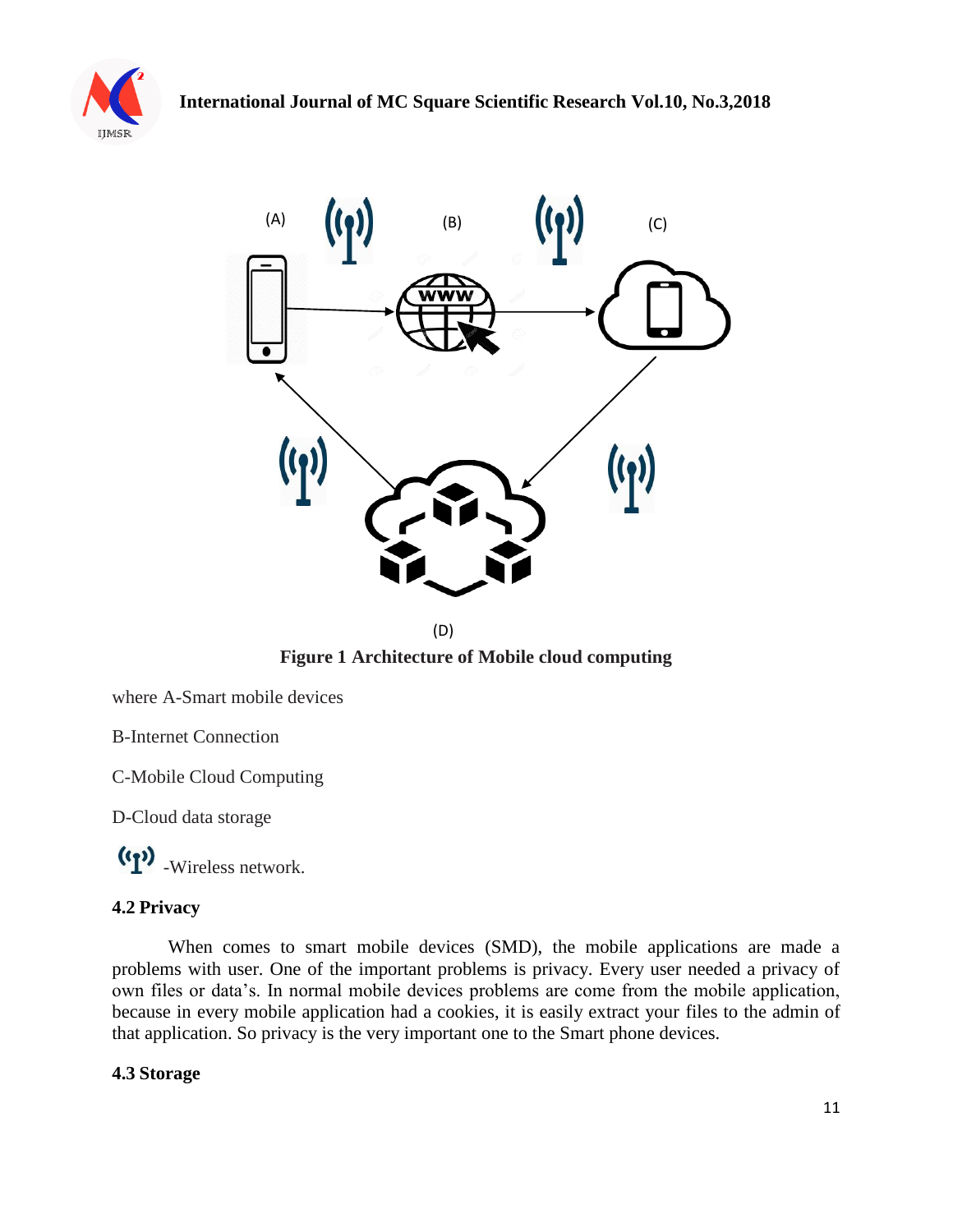(A) (B) (C)

(D)

**Figure 1 Architecture of Mobile cloud computing**

where A-Smart mobile devices

B-Internet Connection

C-Mobile Cloud Computing

D-Cloud data storage

-Wireless network.

### 4.2 Privacy

When comes to smart mobile devices (SMD), the mobile applications are made a problems with user. One of the important problems is privacy. Every user needed a privacy of own files or data's. In normal mobile devices problems are come from the mobile application, because in every mobile application had a cookies, it is easily extract your files to the admin of that application. So privacy is the very important one to the Smart phone devices.

### 4.3 Storage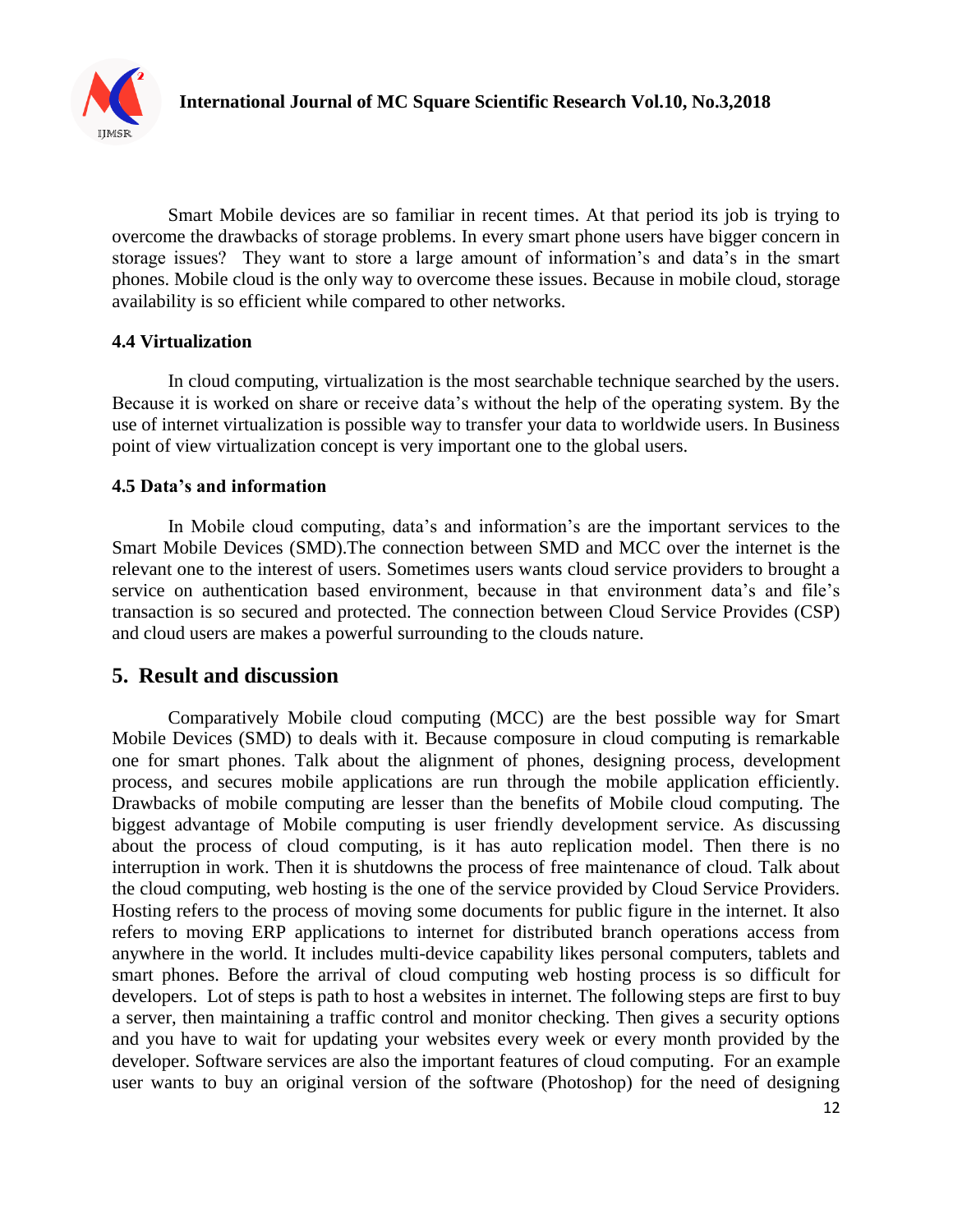Smart Mobile devices are so familiar in recent times. At that period its job is trying to overcome the drawbacks of storage problems. In every smart phone users have bigger concern in storage issues? They want to store a large amount of information's and data's in the smart phones. Mobile cloud is the only way to overcome these issues. Because in mobile cloud, storage availability is so efficient while compared to other networks.

### 4.4 Virtualization

In cloud computing, virtualization is the most searchable technique searched by the users. Because it is worked on share or receive data's without the help of the operating system. By the use of internet virtualization is possible way to transfer your data to worldwide users. In Business point of view virtualization concept is very important one to the global users.

### 4.5 Data's and information

In Mobile cloud computing, data's and information's are the important services to the Smart Mobile Devices (SMD).The connection between SMD and MCC over the internet is the relevant one to the interest of users. Sometimes users wants cloud service providers to brought a service on authentication based environment, because in that environment data's and file's transaction is so secured and protected. The connection between Cloud Service Provides (CSP) and cloud users are makes a powerful surrounding to the clouds nature.

## 5. Result and discussion

Comparatively Mobile cloud computing (MCC) are the best possible way for Smart Mobile Devices (SMD) to deals with it. Because composure in cloud computing is remarkable one for smart phones. Talk about the alignment of phones, designing process, development process, and secures mobile applications are run through the mobile application efficiently. Drawbacks of mobile computing are lesser than the benefits of Mobile cloud computing. The biggest advantage of Mobile computing is user friendly development service. As discussing about the process of cloud computing, is it has auto replication model. Then there is no interruption in work. Then it is shutdowns the process of free maintenance of cloud. Talk about the cloud computing, web hosting is the one of the service provided by Cloud Service Providers. Hosting refers to the process of moving some documents for public figure in the internet. It also refers to moving ERP applications to internet for distributed branch operations access from anywhere in the world. It includes multi-device capability likes personal computers, tablets and smart phones. Before the arrival of cloud computing web hosting process is so difficult for developers. Lot of steps is path to host a websites in internet. The following steps are first to buy a server, then maintaining a traffic control and monitor checking. Then gives a security options and you have to wait for updating your websites every week or every month provided by the developer. Software services are also the important features of cloud computing. For an example user wants to buy an original version of the software (Photoshop) for the need of designing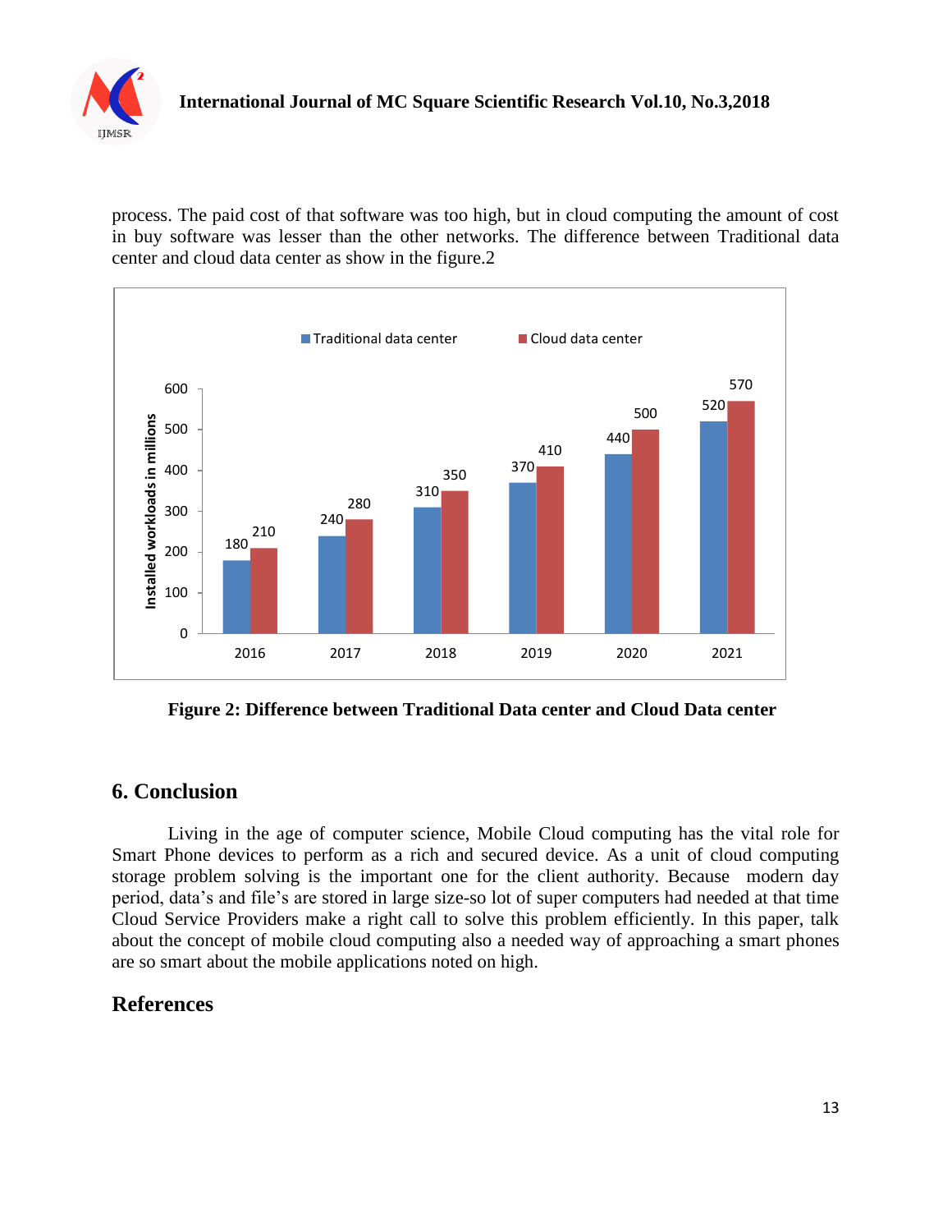process. The paid cost of that software was too high, but in cloud computing the amount of cost in buy software was lesser than the other networks. The difference between Traditional data center and cloud data center as show in the figure.2

**Figure 2: Difference between Traditional Data center and Cloud Data center**

## 6. Conclusion

Living in the age of computer science, Mobile Cloud computing has the vital role for Smart Phone devices to perform as a rich and secured device. As a unit of cloud computing storage problem solving is the important one for the client authority. Because modern day period, data's and file's are stored in large size-so lot of super computers had needed at that time Cloud Service Providers make a right call to solve this problem efficiently. In this paper, talk about the concept of mobile cloud computing also a needed way of approaching a smart phones are so smart about the mobile applications noted on high.

## References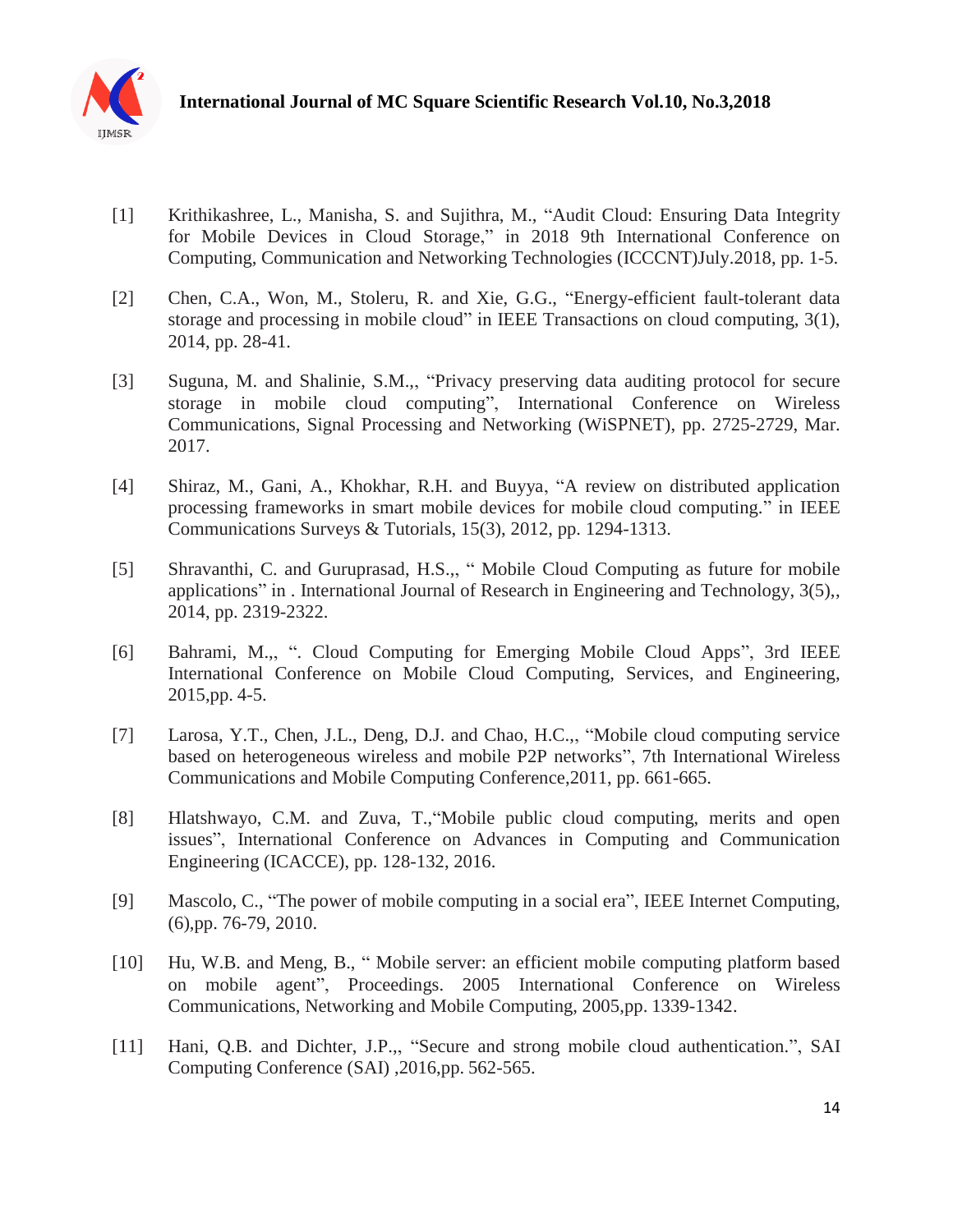[1] Krithikashree, L., Manisha, S. and Sujithra, M., "Audit Cloud: Ensuring Data Integrity for Mobile Devices in Cloud Storage," in 2018 9th International Conference on Computing, Communication and Networking Technologies (ICCCNT)July.2018, pp. 1-5.

[2] Chen, C.A., Won, M., Stoleru, R. and Xie, G.G., "Energy-efficient fault-tolerant data storage and processing in mobile cloud" in IEEE Transactions on cloud computing, 3(1), 2014, pp. 28-41.

[3] Suguna, M. and Shalinie, S.M.,, "Privacy preserving data auditing protocol for secure storage in mobile cloud computing", International Conference on Wireless Communications, Signal Processing and Networking (WiSPNET), pp. 2725-2729, Mar. 2017.

[4] Shiraz, M., Gani, A., Khokhar, R.H. and Buyya, "A review on distributed application processing frameworks in smart mobile devices for mobile cloud computing." in IEEE Communications Surveys & Tutorials, 15(3), 2012, pp. 1294-1313.

[5] Shravanthi, C. and Guruprasad, H.S.,, " Mobile Cloud Computing as future for mobile applications" in . International Journal of Research in Engineering and Technology, 3(5),, 2014, pp. 2319-2322.

[6] Bahrami, M.,, ". Cloud Computing for Emerging Mobile Cloud Apps", 3rd IEEE International Conference on Mobile Cloud Computing, Services, and Engineering, 2015,pp. 4-5.

[7] Larosa, Y.T., Chen, J.L., Deng, D.J. and Chao, H.C.,, "Mobile cloud computing service based on heterogeneous wireless and mobile P2P networks", 7th International Wireless Communications and Mobile Computing Conference,2011, pp. 661-665.

[8] Hlatshwayo, C.M. and Zuva, T.,"Mobile public cloud computing, merits and open issues", International Conference on Advances in Computing and Communication Engineering (ICACCE), pp. 128-132, 2016.

[9] Mascolo, C., "The power of mobile computing in a social era", IEEE Internet Computing, (6),pp. 76-79, 2010.

[10] Hu, W.B. and Meng, B., " Mobile server: an efficient mobile computing platform based on mobile agent", Proceedings. 2005 International Conference on Wireless Communications, Networking and Mobile Computing, 2005,pp. 1339-1342.

[11] Hani, Q.B. and Dichter, J.P.,, "Secure and strong mobile cloud authentication.", SAI Computing Conference (SAI) ,2016,pp. 562-565.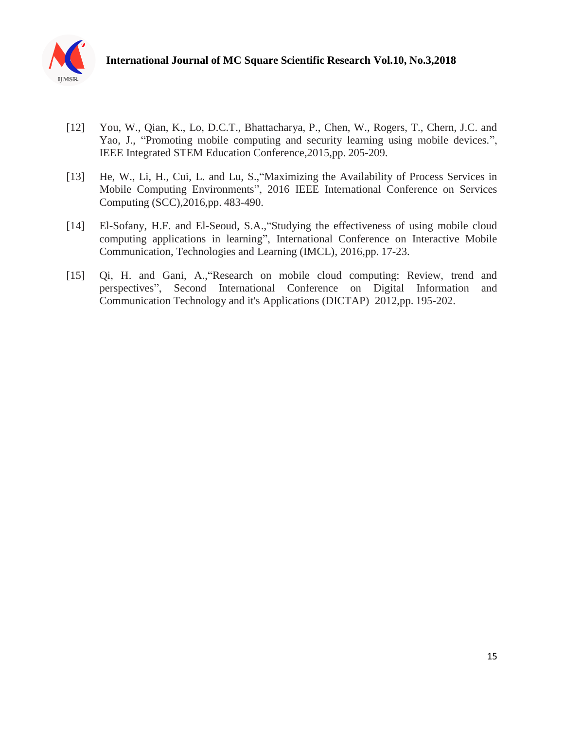[12] You, W., Qian, K., Lo, D.C.T., Bhattacharya, P., Chen, W., Rogers, T., Chern, J.C. and Yao, J., "Promoting mobile computing and security learning using mobile devices.", IEEE Integrated STEM Education Conference,2015,pp. 205-209.

[13] He, W., Li, H., Cui, L. and Lu, S.,"Maximizing the Availability of Process Services in Mobile Computing Environments", 2016 IEEE International Conference on Services Computing (SCC),2016,pp. 483-490.

[14] El-Sofany, H.F. and El-Seoud, S.A.,"Studying the effectiveness of using mobile cloud computing applications in learning", International Conference on Interactive Mobile Communication, Technologies and Learning (IMCL), 2016,pp. 17-23.

[15] Qi, H. and Gani, A.,"Research on mobile cloud computing: Review, trend and perspectives", Second International Conference on Digital Information and Communication Technology and it's Applications (DICTAP) 2012,pp. 195-202.